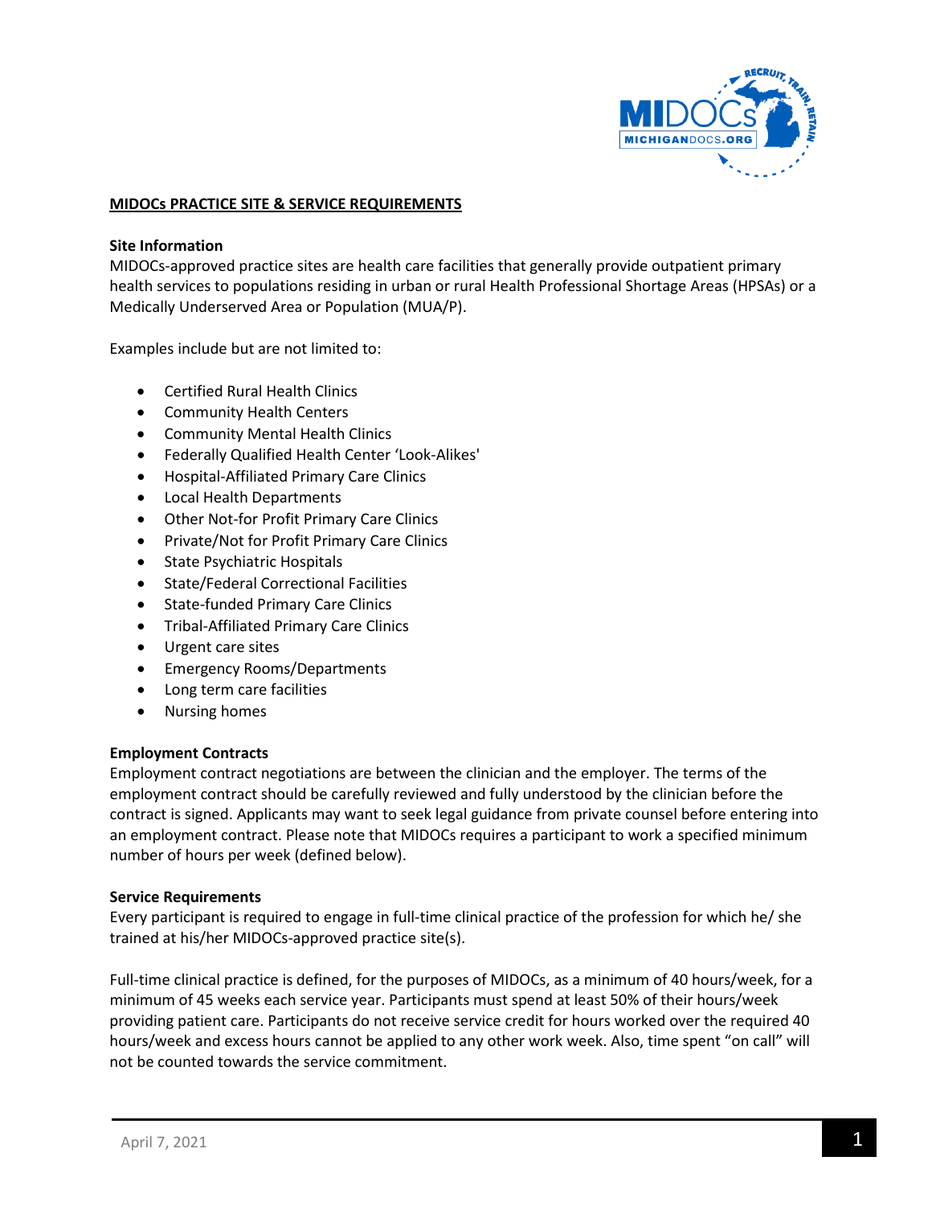**MIDOCs PRACTICE SITE & SERVICE REQUIREMENTS**

**Site Information**

MIDOCs-approved practice sites are health care facilities that generally provide outpatient primary health services to populations residing in urban or rural Health Professional Shortage Areas (HPSAs) or a Medically Underserved Area or Population (MUA/P).

Examples include but are not limited to:

- Certified Rural Health Clinics
- Community Health Centers
- Community Mental Health Clinics
- Federally Qualified Health Center 'Look-Alikes'
- Hospital-Affiliated Primary Care Clinics
- Local Health Departments
- Other Not-for Profit Primary Care Clinics
- Private/Not for Profit Primary Care Clinics
- State Psychiatric Hospitals
- State/Federal Correctional Facilities
- State-funded Primary Care Clinics
- Tribal-Affiliated Primary Care Clinics
- Urgent care sites
- Emergency Rooms/Departments
- Long term care facilities
- Nursing homes

**Employment Contracts**

Employment contract negotiations are between the clinician and the employer. The terms of the employment contract should be carefully reviewed and fully understood by the clinician before the contract is signed. Applicants may want to seek legal guidance from private counsel before entering into an employment contract. Please note that MIDOCs requires a participant to work a specified minimum number of hours per week (defined below).

**Service Requirements**

Every participant is required to engage in full-time clinical practice of the profession for which he/ she trained at his/her MIDOCs-approved practice site(s).

Full-time clinical practice is defined, for the purposes of MIDOCs, as a minimum of 40 hours/week, for a minimum of 45 weeks each service year. Participants must spend at least 50% of their hours/week providing patient care. Participants do not receive service credit for hours worked over the required 40 hours/week and excess hours cannot be applied to any other work week. Also, time spent "on call" will not be counted towards the service commitment.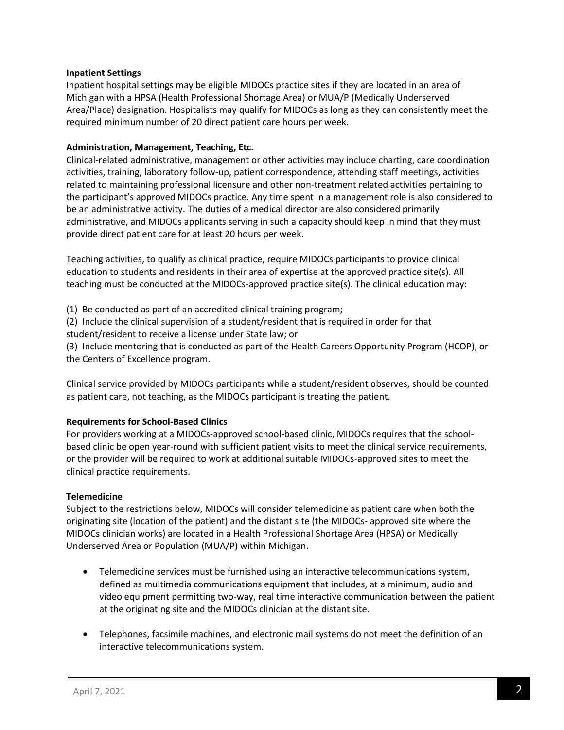**Inpatient Settings**

Inpatient hospital settings may be eligible MIDOCs practice sites if they are located in an area of Michigan with a HPSA (Health Professional Shortage Area) or MUA/P (Medically Underserved Area/Place) designation. Hospitalists may qualify for MIDOCs as long as they can consistently meet the required minimum number of 20 direct patient care hours per week.

**Administration, Management, Teaching, Etc.**

Clinical-related administrative, management or other activities may include charting, care coordination activities, training, laboratory follow-up, patient correspondence, attending staff meetings, activities related to maintaining professional licensure and other non-treatment related activities pertaining to the participant's approved MIDOCs practice. Any time spent in a management role is also considered to be an administrative activity. The duties of a medical director are also considered primarily administrative, and MIDOCs applicants serving in such a capacity should keep in mind that they must provide direct patient care for at least 20 hours per week.

Teaching activities, to qualify as clinical practice, require MIDOCs participants to provide clinical education to students and residents in their area of expertise at the approved practice site(s). All teaching must be conducted at the MIDOCs-approved practice site(s). The clinical education may:

(1) Be conducted as part of an accredited clinical training program;
(2) Include the clinical supervision of a student/resident that is required in order for that student/resident to receive a license under State law; or
(3) Include mentoring that is conducted as part of the Health Careers Opportunity Program (HCOP), or the Centers of Excellence program.

Clinical service provided by MIDOCs participants while a student/resident observes, should be counted as patient care, not teaching, as the MIDOCs participant is treating the patient.

**Requirements for School-Based Clinics**

For providers working at a MIDOCs-approved school-based clinic, MIDOCs requires that the school-based clinic be open year-round with sufficient patient visits to meet the clinical service requirements, or the provider will be required to work at additional suitable MIDOCs-approved sites to meet the clinical practice requirements.

**Telemedicine**

Subject to the restrictions below, MIDOCs will consider telemedicine as patient care when both the originating site (location of the patient) and the distant site (the MIDOCs- approved site where the MIDOCs clinician works) are located in a Health Professional Shortage Area (HPSA) or Medically Underserved Area or Population (MUA/P) within Michigan.

- Telemedicine services must be furnished using an interactive telecommunications system, defined as multimedia communications equipment that includes, at a minimum, audio and video equipment permitting two-way, real time interactive communication between the patient at the originating site and the MIDOCs clinician at the distant site.

- Telephones, facsimile machines, and electronic mail systems do not meet the definition of an interactive telecommunications system.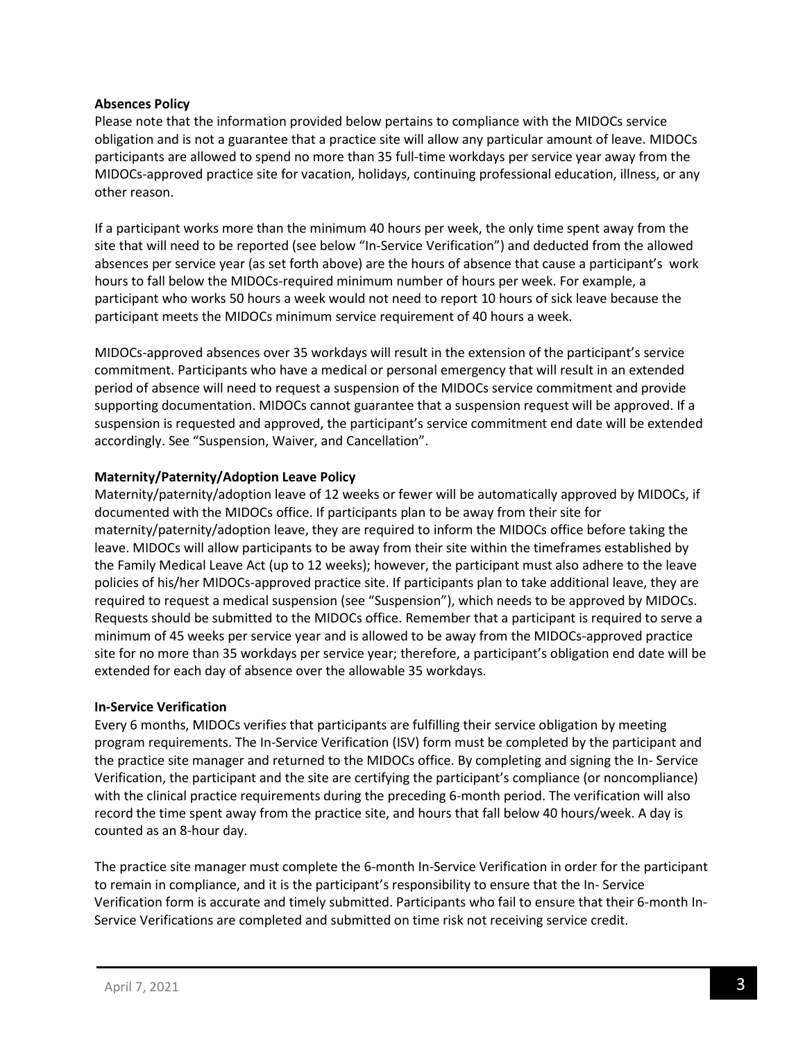**Absences Policy**

Please note that the information provided below pertains to compliance with the MIDOCs service obligation and is not a guarantee that a practice site will allow any particular amount of leave. MIDOCs participants are allowed to spend no more than 35 full-time workdays per service year away from the MIDOCs-approved practice site for vacation, holidays, continuing professional education, illness, or any other reason.

If a participant works more than the minimum 40 hours per week, the only time spent away from the site that will need to be reported (see below "In-Service Verification") and deducted from the allowed absences per service year (as set forth above) are the hours of absence that cause a participant's work hours to fall below the MIDOCs-required minimum number of hours per week. For example, a participant who works 50 hours a week would not need to report 10 hours of sick leave because the participant meets the MIDOCs minimum service requirement of 40 hours a week.

MIDOCs-approved absences over 35 workdays will result in the extension of the participant's service commitment. Participants who have a medical or personal emergency that will result in an extended period of absence will need to request a suspension of the MIDOCs service commitment and provide supporting documentation. MIDOCs cannot guarantee that a suspension request will be approved. If a suspension is requested and approved, the participant's service commitment end date will be extended accordingly. See "Suspension, Waiver, and Cancellation".

**Maternity/Paternity/Adoption Leave Policy**

Maternity/paternity/adoption leave of 12 weeks or fewer will be automatically approved by MIDOCs, if documented with the MIDOCs office. If participants plan to be away from their site for maternity/paternity/adoption leave, they are required to inform the MIDOCs office before taking the leave. MIDOCs will allow participants to be away from their site within the timeframes established by the Family Medical Leave Act (up to 12 weeks); however, the participant must also adhere to the leave policies of his/her MIDOCs-approved practice site. If participants plan to take additional leave, they are required to request a medical suspension (see "Suspension"), which needs to be approved by MIDOCs. Requests should be submitted to the MIDOCs office. Remember that a participant is required to serve a minimum of 45 weeks per service year and is allowed to be away from the MIDOCs-approved practice site for no more than 35 workdays per service year; therefore, a participant's obligation end date will be extended for each day of absence over the allowable 35 workdays.

**In-Service Verification**

Every 6 months, MIDOCs verifies that participants are fulfilling their service obligation by meeting program requirements. The In-Service Verification (ISV) form must be completed by the participant and the practice site manager and returned to the MIDOCs office. By completing and signing the In- Service Verification, the participant and the site are certifying the participant's compliance (or noncompliance) with the clinical practice requirements during the preceding 6-month period. The verification will also record the time spent away from the practice site, and hours that fall below 40 hours/week. A day is counted as an 8-hour day.

The practice site manager must complete the 6-month In-Service Verification in order for the participant to remain in compliance, and it is the participant's responsibility to ensure that the In- Service Verification form is accurate and timely submitted. Participants who fail to ensure that their 6-month In-Service Verifications are completed and submitted on time risk not receiving service credit.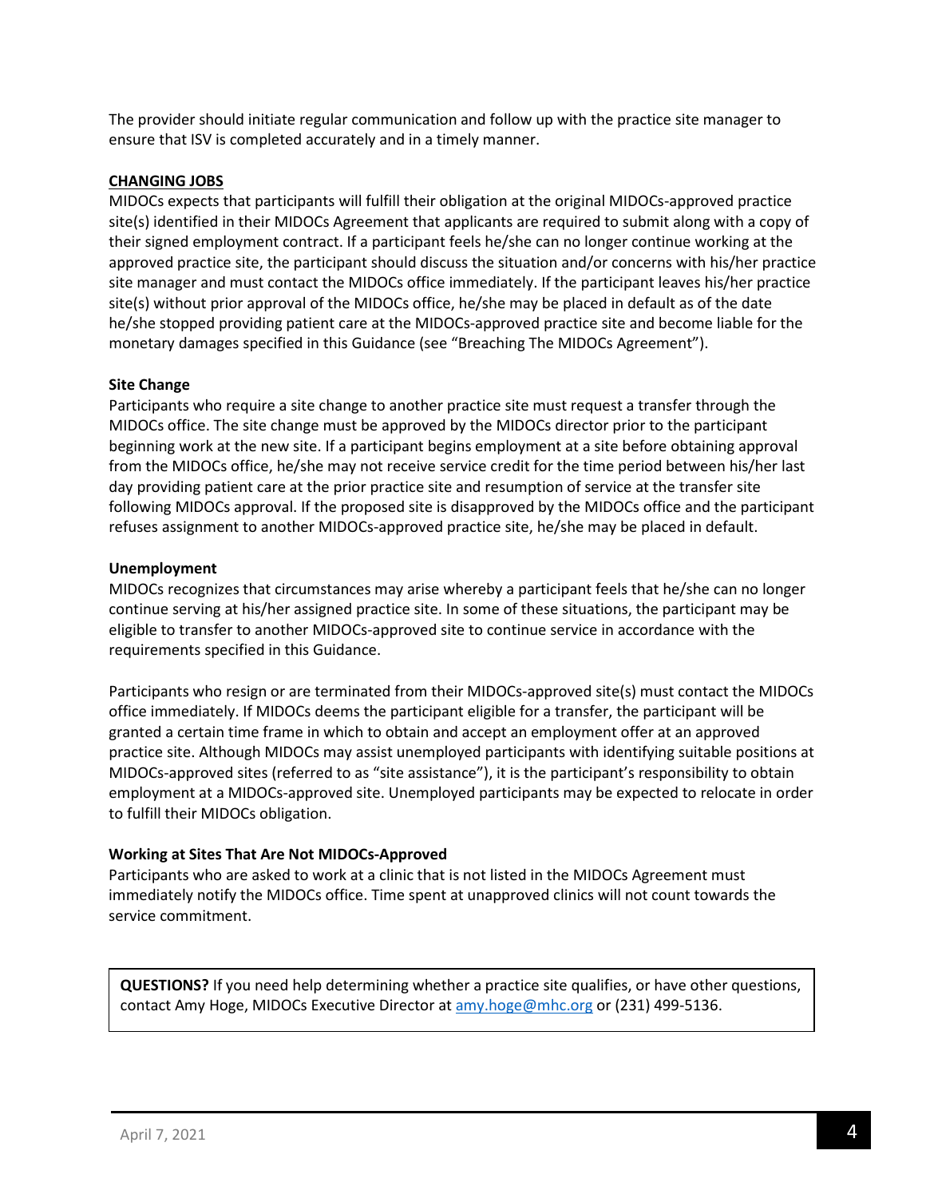The provider should initiate regular communication and follow up with the practice site manager to ensure that ISV is completed accurately and in a timely manner.

## CHANGING JOBS

MIDOCs expects that participants will fulfill their obligation at the original MIDOCs-approved practice site(s) identified in their MIDOCs Agreement that applicants are required to submit along with a copy of their signed employment contract. If a participant feels he/she can no longer continue working at the approved practice site, the participant should discuss the situation and/or concerns with his/her practice site manager and must contact the MIDOCs office immediately. If the participant leaves his/her practice site(s) without prior approval of the MIDOCs office, he/she may be placed in default as of the date he/she stopped providing patient care at the MIDOCs-approved practice site and become liable for the monetary damages specified in this Guidance (see "Breaching The MIDOCs Agreement").

### Site Change

Participants who require a site change to another practice site must request a transfer through the MIDOCs office. The site change must be approved by the MIDOCs director prior to the participant beginning work at the new site. If a participant begins employment at a site before obtaining approval from the MIDOCs office, he/she may not receive service credit for the time period between his/her last day providing patient care at the prior practice site and resumption of service at the transfer site following MIDOCs approval. If the proposed site is disapproved by the MIDOCs office and the participant refuses assignment to another MIDOCs-approved practice site, he/she may be placed in default.

### Unemployment

MIDOCs recognizes that circumstances may arise whereby a participant feels that he/she can no longer continue serving at his/her assigned practice site. In some of these situations, the participant may be eligible to transfer to another MIDOCs-approved site to continue service in accordance with the requirements specified in this Guidance.

Participants who resign or are terminated from their MIDOCs-approved site(s) must contact the MIDOCs office immediately. If MIDOCs deems the participant eligible for a transfer, the participant will be granted a certain time frame in which to obtain and accept an employment offer at an approved practice site. Although MIDOCs may assist unemployed participants with identifying suitable positions at MIDOCs-approved sites (referred to as "site assistance"), it is the participant's responsibility to obtain employment at a MIDOCs-approved site. Unemployed participants may be expected to relocate in order to fulfill their MIDOCs obligation.

### Working at Sites That Are Not MIDOCs-Approved

Participants who are asked to work at a clinic that is not listed in the MIDOCs Agreement must immediately notify the MIDOCs office. Time spent at unapproved clinics will not count towards the service commitment.

**QUESTIONS?** If you need help determining whether a practice site qualifies, or have other questions, contact Amy Hoge, MIDOCs Executive Director at amy.hoge@mhc.org or (231) 499-5136.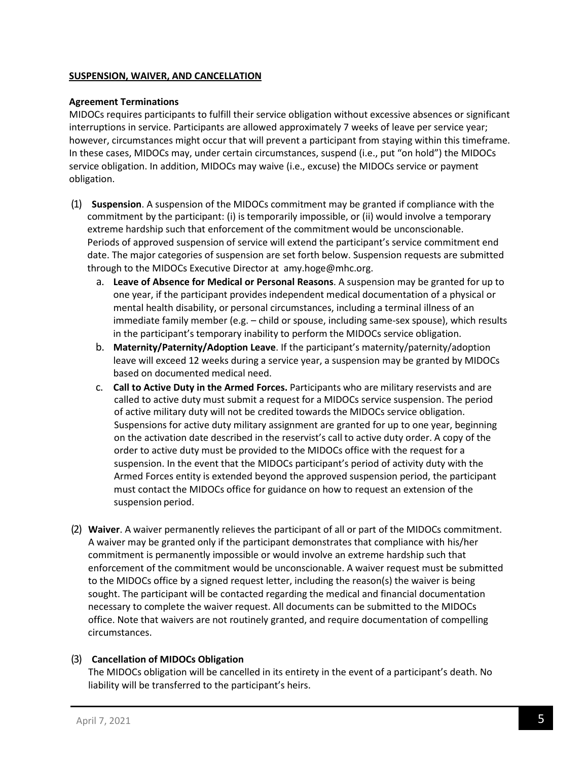## SUSPENSION, WAIVER, AND CANCELLATION

**Agreement Terminations**

MIDOCs requires participants to fulfill their service obligation without excessive absences or significant interruptions in service. Participants are allowed approximately 7 weeks of leave per service year; however, circumstances might occur that will prevent a participant from staying within this timeframe. In these cases, MIDOCs may, under certain circumstances, suspend (i.e., put "on hold") the MIDOCs service obligation. In addition, MIDOCs may waive (i.e., excuse) the MIDOCs service or payment obligation.

(1) **Suspension**. A suspension of the MIDOCs commitment may be granted if compliance with the commitment by the participant: (i) is temporarily impossible, or (ii) would involve a temporary extreme hardship such that enforcement of the commitment would be unconscionable. Periods of approved suspension of service will extend the participant's service commitment end date. The major categories of suspension are set forth below. Suspension requests are submitted through to the MIDOCs Executive Director at amy.hoge@mhc.org.

   a. **Leave of Absence for Medical or Personal Reasons**. A suspension may be granted for up to one year, if the participant provides independent medical documentation of a physical or mental health disability, or personal circumstances, including a terminal illness of an immediate family member (e.g. – child or spouse, including same-sex spouse), which results in the participant's temporary inability to perform the MIDOCs service obligation.

   b. **Maternity/Paternity/Adoption Leave**. If the participant's maternity/paternity/adoption leave will exceed 12 weeks during a service year, a suspension may be granted by MIDOCs based on documented medical need.

   c. **Call to Active Duty in the Armed Forces.** Participants who are military reservists and are called to active duty must submit a request for a MIDOCs service suspension. The period of active military duty will not be credited towards the MIDOCs service obligation. Suspensions for active duty military assignment are granted for up to one year, beginning on the activation date described in the reservist's call to active duty order. A copy of the order to active duty must be provided to the MIDOCs office with the request for a suspension. In the event that the MIDOCs participant's period of activity duty with the Armed Forces entity is extended beyond the approved suspension period, the participant must contact the MIDOCs office for guidance on how to request an extension of the suspension period.

(2) **Waiver**. A waiver permanently relieves the participant of all or part of the MIDOCs commitment. A waiver may be granted only if the participant demonstrates that compliance with his/her commitment is permanently impossible or would involve an extreme hardship such that enforcement of the commitment would be unconscionable. A waiver request must be submitted to the MIDOCs office by a signed request letter, including the reason(s) the waiver is being sought. The participant will be contacted regarding the medical and financial documentation necessary to complete the waiver request. All documents can be submitted to the MIDOCs office. Note that waivers are not routinely granted, and require documentation of compelling circumstances.

(3) **Cancellation of MIDOCs Obligation**

The MIDOCs obligation will be cancelled in its entirety in the event of a participant's death. No liability will be transferred to the participant's heirs.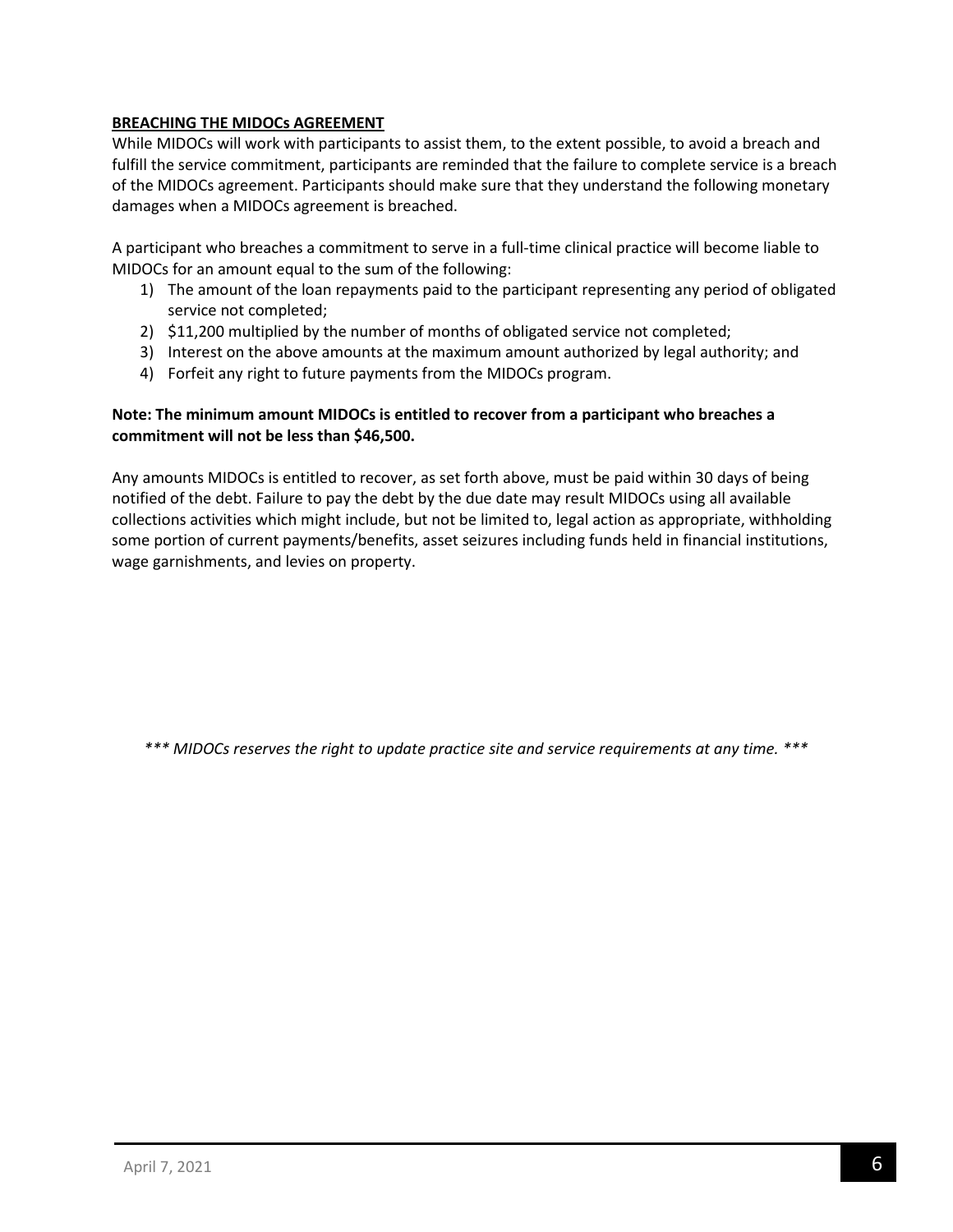**BREACHING THE MIDOCs AGREEMENT**

While MIDOCs will work with participants to assist them, to the extent possible, to avoid a breach and fulfill the service commitment, participants are reminded that the failure to complete service is a breach of the MIDOCs agreement. Participants should make sure that they understand the following monetary damages when a MIDOCs agreement is breached.

A participant who breaches a commitment to serve in a full-time clinical practice will become liable to MIDOCs for an amount equal to the sum of the following:

1) The amount of the loan repayments paid to the participant representing any period of obligated service not completed;
2) $11,200 multiplied by the number of months of obligated service not completed;
3) Interest on the above amounts at the maximum amount authorized by legal authority; and
4) Forfeit any right to future payments from the MIDOCs program.

**Note: The minimum amount MIDOCs is entitled to recover from a participant who breaches a commitment will not be less than $46,500.**

Any amounts MIDOCs is entitled to recover, as set forth above, must be paid within 30 days of being notified of the debt. Failure to pay the debt by the due date may result MIDOCs using all available collections activities which might include, but not be limited to, legal action as appropriate, withholding some portion of current payments/benefits, asset seizures including funds held in financial institutions, wage garnishments, and levies on property.

*\*\*\* MIDOCs reserves the right to update practice site and service requirements at any time. \*\*\**